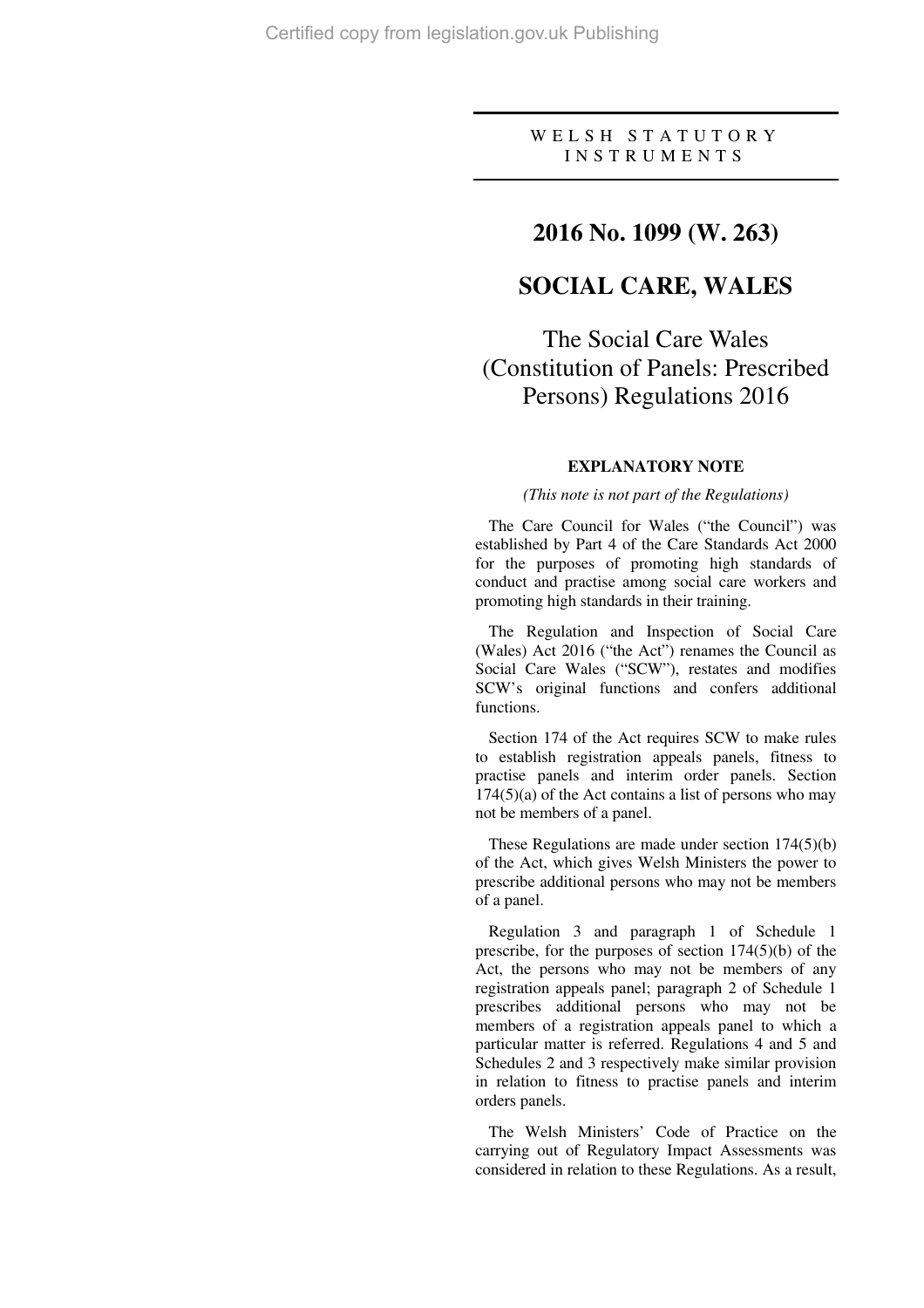WELSH STATUTORY INSTRUMENTS

# 2016 No. 1099 (W. 263)

# SOCIAL CARE, WALES

## The Social Care Wales (Constitution of Panels: Prescribed Persons) Regulations 2016

### EXPLANATORY NOTE

*(This note is not part of the Regulations)*

The Care Council for Wales ("the Council") was established by Part 4 of the Care Standards Act 2000 for the purposes of promoting high standards of conduct and practise among social care workers and promoting high standards in their training.

The Regulation and Inspection of Social Care (Wales) Act 2016 ("the Act") renames the Council as Social Care Wales ("SCW"), restates and modifies SCW's original functions and confers additional functions.

Section 174 of the Act requires SCW to make rules to establish registration appeals panels, fitness to practise panels and interim order panels. Section 174(5)(a) of the Act contains a list of persons who may not be members of a panel.

These Regulations are made under section 174(5)(b) of the Act, which gives Welsh Ministers the power to prescribe additional persons who may not be members of a panel.

Regulation 3 and paragraph 1 of Schedule 1 prescribe, for the purposes of section 174(5)(b) of the Act, the persons who may not be members of any registration appeals panel; paragraph 2 of Schedule 1 prescribes additional persons who may not be members of a registration appeals panel to which a particular matter is referred. Regulations 4 and 5 and Schedules 2 and 3 respectively make similar provision in relation to fitness to practise panels and interim orders panels.

The Welsh Ministers' Code of Practice on the carrying out of Regulatory Impact Assessments was considered in relation to these Regulations. As a result,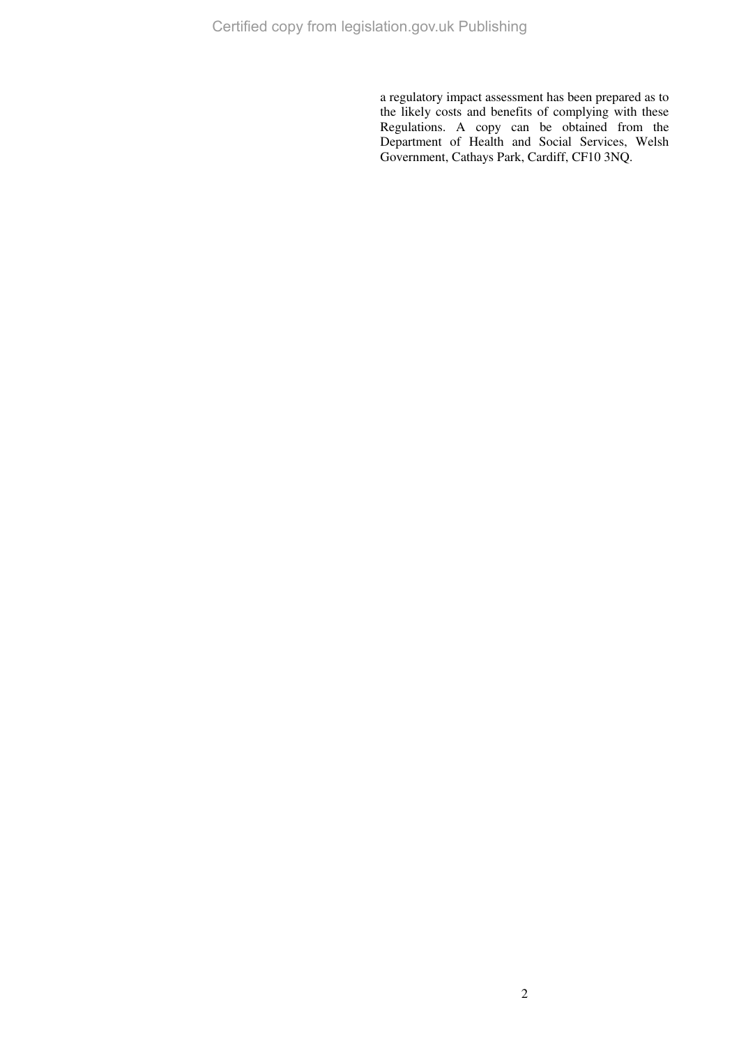a regulatory impact assessment has been prepared as to the likely costs and benefits of complying with these Regulations. A copy can be obtained from the Department of Health and Social Services, Welsh Government, Cathays Park, Cardiff, CF10 3NQ.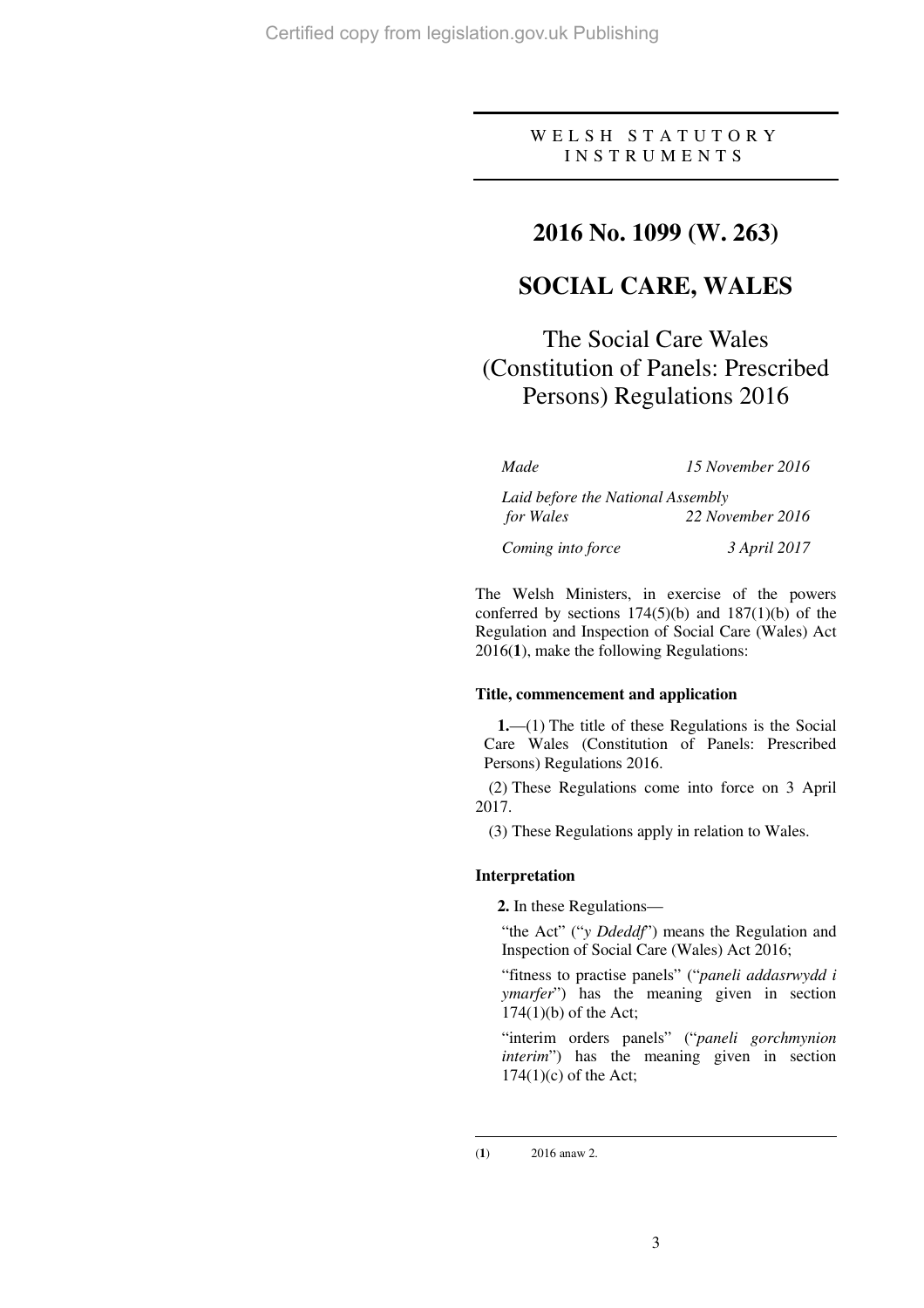WELSH STATUTORY INSTRUMENTS

# 2016 No. 1099 (W. 263)

# SOCIAL CARE, WALES

## The Social Care Wales (Constitution of Panels: Prescribed Persons) Regulations 2016

*Made* — *15 November 2016*

*Laid before the National Assembly for Wales* — *22 November 2016*

*Coming into force* — *3 April 2017*

The Welsh Ministers, in exercise of the powers conferred by sections 174(5)(b) and 187(1)(b) of the Regulation and Inspection of Social Care (Wales) Act 2016([1]), make the following Regulations:

### Title, commencement and application

**1.**—(1) The title of these Regulations is the Social Care Wales (Constitution of Panels: Prescribed Persons) Regulations 2016.

(2) These Regulations come into force on 3 April 2017.

(3) These Regulations apply in relation to Wales.

### Interpretation

**2.** In these Regulations—

"the Act" ("*y Ddeddf*") means the Regulation and Inspection of Social Care (Wales) Act 2016;

"fitness to practise panels" ("*paneli addasrwydd i ymarfer*") has the meaning given in section 174(1)(b) of the Act;

"interim orders panels" ("*paneli gorchmynion interim*") has the meaning given in section 174(1)(c) of the Act;

---

([1]) 2016 anaw 2.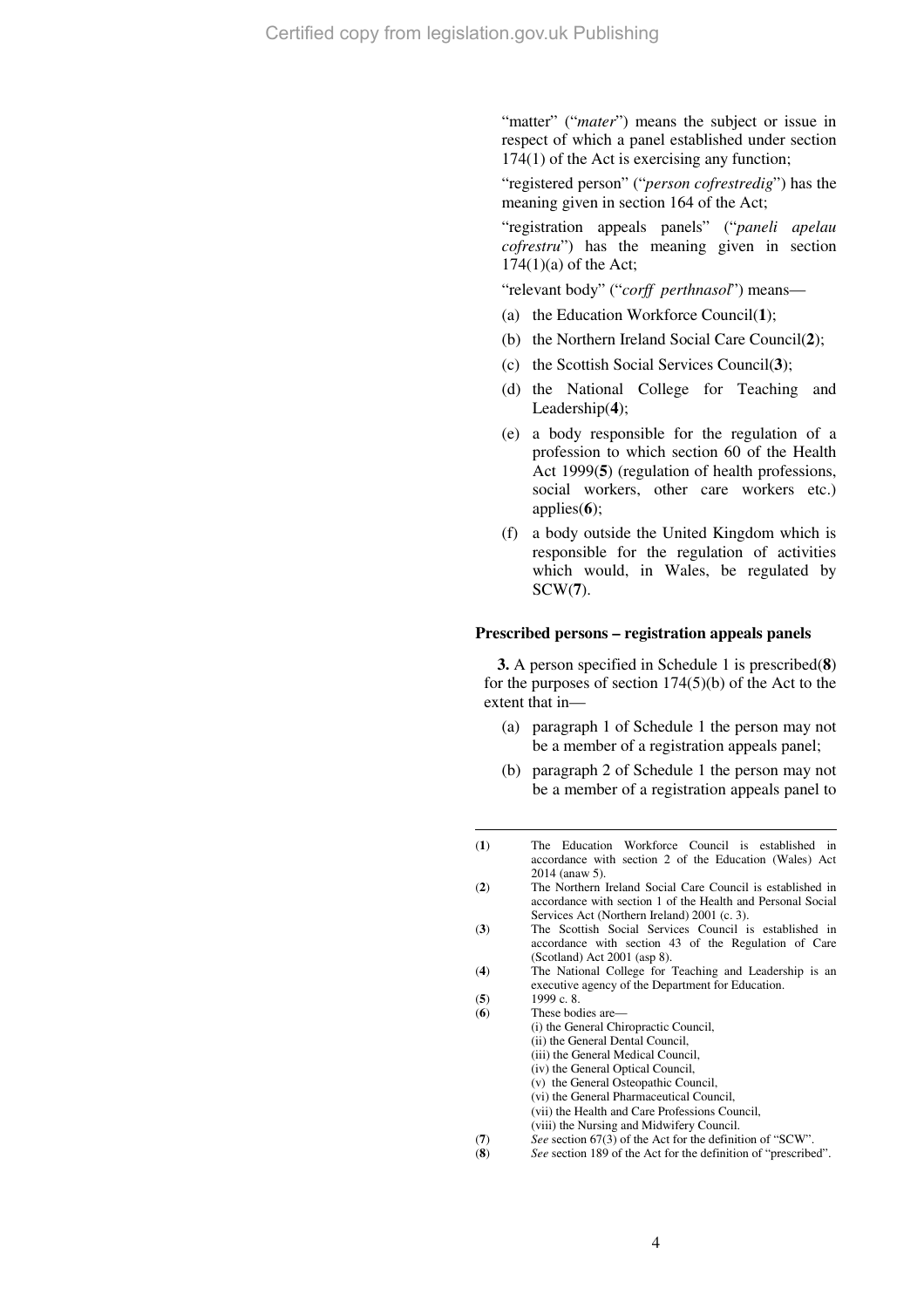"matter" ("*mater*") means the subject or issue in respect of which a panel established under section 174(1) of the Act is exercising any function;

"registered person" ("*person cofrestredig*") has the meaning given in section 164 of the Act;

"registration appeals panels" ("*paneli apelau cofrestru*") has the meaning given in section 174(1)(a) of the Act;

"relevant body" ("*corff perthnasol*") means—

(a) the Education Workforce Council(**1**);

(b) the Northern Ireland Social Care Council(**2**);

(c) the Scottish Social Services Council(**3**);

(d) the National College for Teaching and Leadership(**4**);

(e) a body responsible for the regulation of a profession to which section 60 of the Health Act 1999(**5**) (regulation of health professions, social workers, other care workers etc.) applies(**6**);

(f) a body outside the United Kingdom which is responsible for the regulation of activities which would, in Wales, be regulated by SCW(**7**).

**Prescribed persons – registration appeals panels**

**3.** A person specified in Schedule 1 is prescribed(**8**) for the purposes of section 174(5)(b) of the Act to the extent that in—

(a) paragraph 1 of Schedule 1 the person may not be a member of a registration appeals panel;

(b) paragraph 2 of Schedule 1 the person may not be a member of a registration appeals panel to

---

(**1**) The Education Workforce Council is established in accordance with section 2 of the Education (Wales) Act 2014 (anaw 5).

(**2**) The Northern Ireland Social Care Council is established in accordance with section 1 of the Health and Personal Social Services Act (Northern Ireland) 2001 (c. 3).

(**3**) The Scottish Social Services Council is established in accordance with section 43 of the Regulation of Care (Scotland) Act 2001 (asp 8).

(**4**) The National College for Teaching and Leadership is an executive agency of the Department for Education.

(**5**) 1999 c. 8.

(**6**) These bodies are—
(i) the General Chiropractic Council,
(ii) the General Dental Council,
(iii) the General Medical Council,
(iv) the General Optical Council,
(v) the General Osteopathic Council,
(vi) the General Pharmaceutical Council,
(vii) the Health and Care Professions Council,
(viii) the Nursing and Midwifery Council.

(**7**) *See* section 67(3) of the Act for the definition of "SCW".

(**8**) *See* section 189 of the Act for the definition of "prescribed".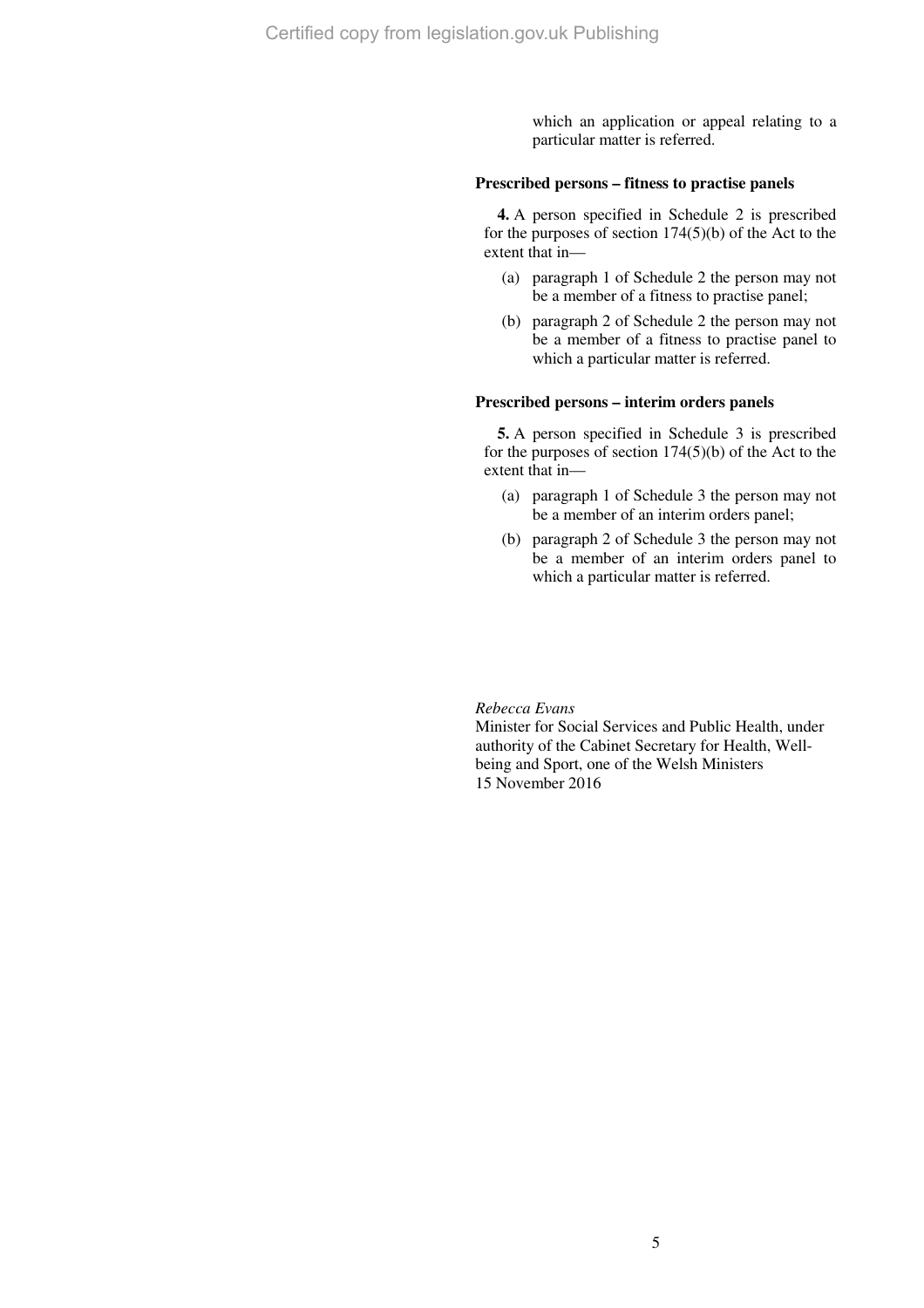which an application or appeal relating to a particular matter is referred.

### Prescribed persons – fitness to practise panels

**4.** A person specified in Schedule 2 is prescribed for the purposes of section 174(5)(b) of the Act to the extent that in—

(a) paragraph 1 of Schedule 2 the person may not be a member of a fitness to practise panel;

(b) paragraph 2 of Schedule 2 the person may not be a member of a fitness to practise panel to which a particular matter is referred.

### Prescribed persons – interim orders panels

**5.** A person specified in Schedule 3 is prescribed for the purposes of section 174(5)(b) of the Act to the extent that in—

(a) paragraph 1 of Schedule 3 the person may not be a member of an interim orders panel;

(b) paragraph 2 of Schedule 3 the person may not be a member of an interim orders panel to which a particular matter is referred.

*Rebecca Evans*
Minister for Social Services and Public Health, under authority of the Cabinet Secretary for Health, Well-being and Sport, one of the Welsh Ministers
15 November 2016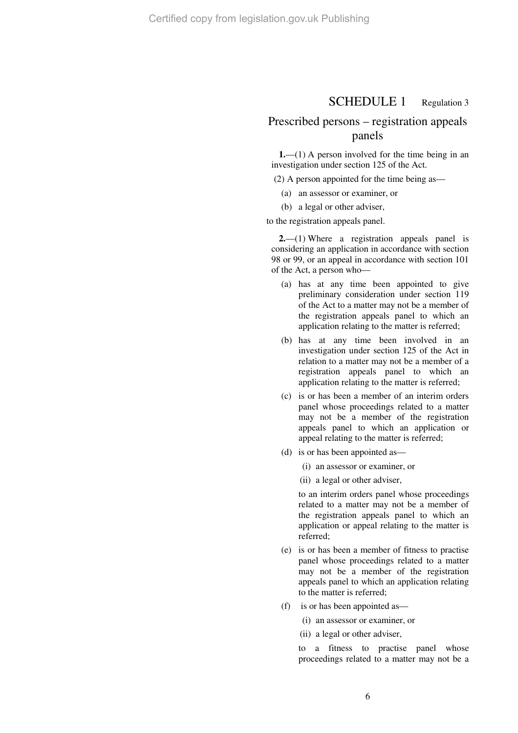# SCHEDULE 1

Regulation 3

## Prescribed persons – registration appeals panels

**1.**—(1) A person involved for the time being in an investigation under section 125 of the Act.

(2) A person appointed for the time being as—

- (a) an assessor or examiner, or
- (b) a legal or other adviser,

to the registration appeals panel.

**2.**—(1) Where a registration appeals panel is considering an application in accordance with section 98 or 99, or an appeal in accordance with section 101 of the Act, a person who—

- (a) has at any time been appointed to give preliminary consideration under section 119 of the Act to a matter may not be a member of the registration appeals panel to which an application relating to the matter is referred;
- (b) has at any time been involved in an investigation under section 125 of the Act in relation to a matter may not be a member of a registration appeals panel to which an application relating to the matter is referred;
- (c) is or has been a member of an interim orders panel whose proceedings related to a matter may not be a member of the registration appeals panel to which an application or appeal relating to the matter is referred;
- (d) is or has been appointed as—
  - (i) an assessor or examiner, or
  - (ii) a legal or other adviser,

  to an interim orders panel whose proceedings related to a matter may not be a member of the registration appeals panel to which an application or appeal relating to the matter is referred;
- (e) is or has been a member of fitness to practise panel whose proceedings related to a matter may not be a member of the registration appeals panel to which an application relating to the matter is referred;
- (f) is or has been appointed as—
  - (i) an assessor or examiner, or
  - (ii) a legal or other adviser,

  to a fitness to practise panel whose proceedings related to a matter may not be a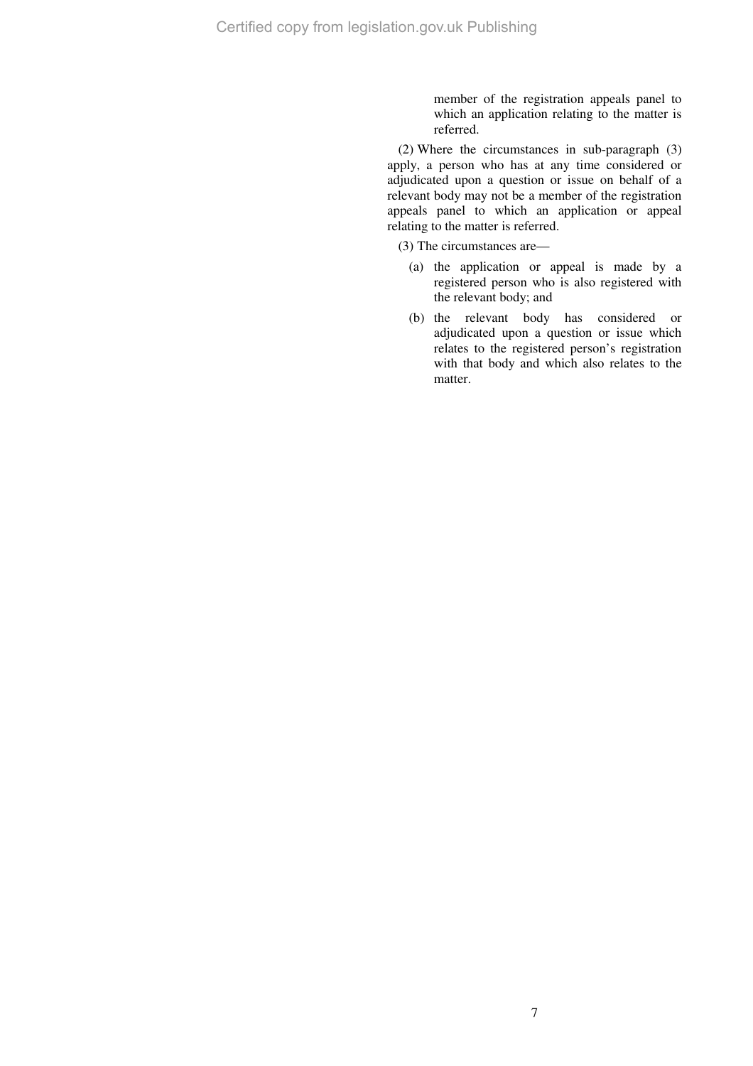member of the registration appeals panel to which an application relating to the matter is referred.

(2) Where the circumstances in sub-paragraph (3) apply, a person who has at any time considered or adjudicated upon a question or issue on behalf of a relevant body may not be a member of the registration appeals panel to which an application or appeal relating to the matter is referred.

(3) The circumstances are—

(a) the application or appeal is made by a registered person who is also registered with the relevant body; and

(b) the relevant body has considered or adjudicated upon a question or issue which relates to the registered person's registration with that body and which also relates to the matter.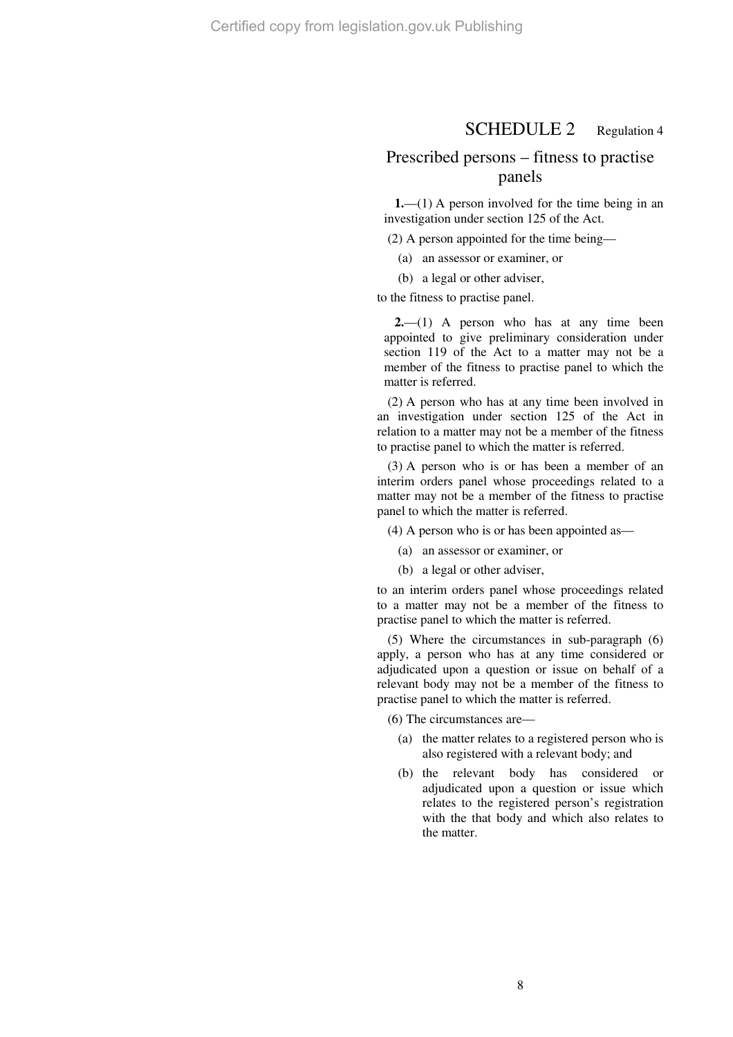# SCHEDULE 2 Regulation 4

## Prescribed persons – fitness to practise panels

**1.**—(1) A person involved for the time being in an investigation under section 125 of the Act.

(2) A person appointed for the time being—

(a) an assessor or examiner, or

(b) a legal or other adviser,

to the fitness to practise panel.

**2.**—(1) A person who has at any time been appointed to give preliminary consideration under section 119 of the Act to a matter may not be a member of the fitness to practise panel to which the matter is referred.

(2) A person who has at any time been involved in an investigation under section 125 of the Act in relation to a matter may not be a member of the fitness to practise panel to which the matter is referred.

(3) A person who is or has been a member of an interim orders panel whose proceedings related to a matter may not be a member of the fitness to practise panel to which the matter is referred.

(4) A person who is or has been appointed as—

(a) an assessor or examiner, or

(b) a legal or other adviser,

to an interim orders panel whose proceedings related to a matter may not be a member of the fitness to practise panel to which the matter is referred.

(5) Where the circumstances in sub-paragraph (6) apply, a person who has at any time considered or adjudicated upon a question or issue on behalf of a relevant body may not be a member of the fitness to practise panel to which the matter is referred.

(6) The circumstances are—

(a) the matter relates to a registered person who is also registered with a relevant body; and

(b) the relevant body has considered or adjudicated upon a question or issue which relates to the registered person's registration with the that body and which also relates to the matter.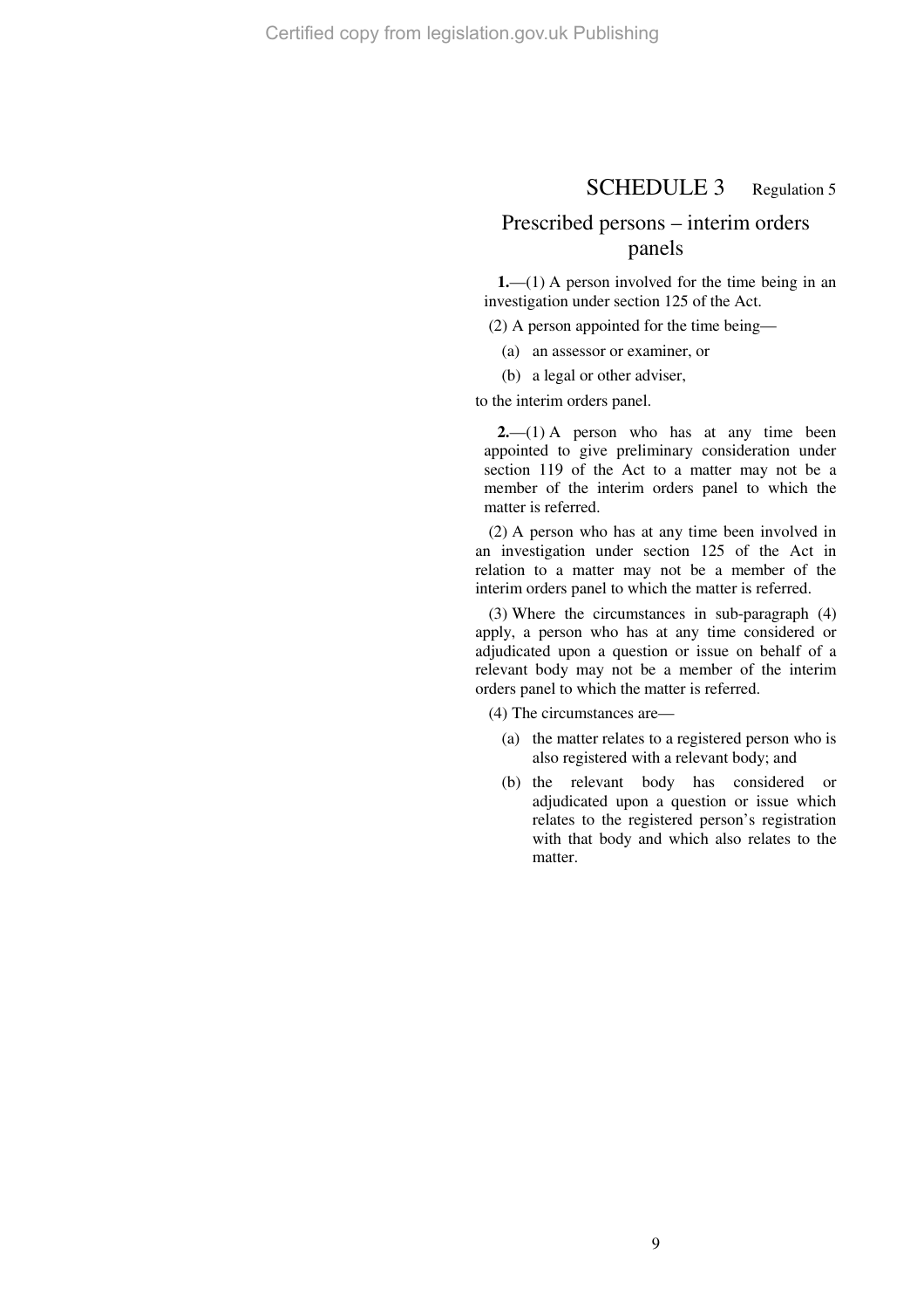# SCHEDULE 3 Regulation 5

## Prescribed persons – interim orders panels

**1.**—(1) A person involved for the time being in an investigation under section 125 of the Act.

(2) A person appointed for the time being—

(a) an assessor or examiner, or

(b) a legal or other adviser,

to the interim orders panel.

**2.**—(1) A person who has at any time been appointed to give preliminary consideration under section 119 of the Act to a matter may not be a member of the interim orders panel to which the matter is referred.

(2) A person who has at any time been involved in an investigation under section 125 of the Act in relation to a matter may not be a member of the interim orders panel to which the matter is referred.

(3) Where the circumstances in sub-paragraph (4) apply, a person who has at any time considered or adjudicated upon a question or issue on behalf of a relevant body may not be a member of the interim orders panel to which the matter is referred.

(4) The circumstances are—

(a) the matter relates to a registered person who is also registered with a relevant body; and

(b) the relevant body has considered or adjudicated upon a question or issue which relates to the registered person's registration with that body and which also relates to the matter.